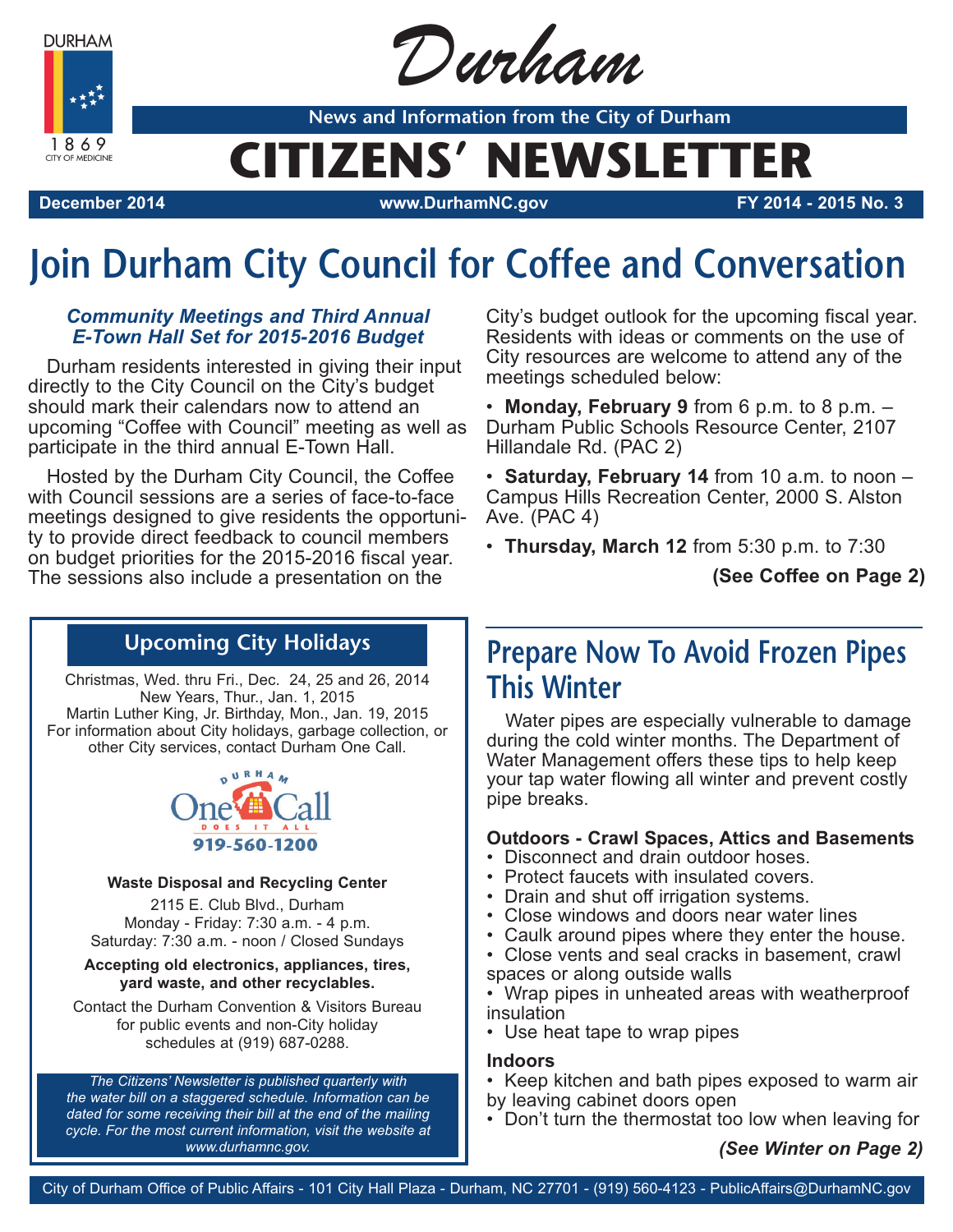# Durham

**News and Information from the City of Durham**

# CITIZENS' NEWSLETTER

**December 2014** | **www.DurhamNC.gov** | **FY 2014 - 2015 No. 3**

## Join Durham City Council for Coffee and Conversation

***Community Meetings and Third Annual E-Town Hall Set for 2015-2016 Budget***

Durham residents interested in giving their input directly to the City Council on the City's budget should mark their calendars now to attend an upcoming "Coffee with Council" meeting as well as participate in the third annual E-Town Hall.

Hosted by the Durham City Council, the Coffee with Council sessions are a series of face-to-face meetings designed to give residents the opportunity to provide direct feedback to council members on budget priorities for the 2015-2016 fiscal year. The sessions also include a presentation on the City's budget outlook for the upcoming fiscal year. Residents with ideas or comments on the use of City resources are welcome to attend any of the meetings scheduled below:

- **Monday, February 9** from 6 p.m. to 8 p.m. – Durham Public Schools Resource Center, 2107 Hillandale Rd. (PAC 2)
- **Saturday, February 14** from 10 a.m. to noon – Campus Hills Recreation Center, 2000 S. Alston Ave. (PAC 4)
- **Thursday, March 12** from 5:30 p.m. to 7:30

**(See Coffee on Page 2)**

### Upcoming City Holidays

Christmas, Wed. thru Fri., Dec. 24, 25 and 26, 2014
New Years, Thur., Jan. 1, 2015
Martin Luther King, Jr. Birthday, Mon., Jan. 19, 2015
For information about City holidays, garbage collection, or other City services, contact Durham One Call.

Durham One Call – Does It All – 919-560-1200

**Waste Disposal and Recycling Center**

2115 E. Club Blvd., Durham
Monday - Friday: 7:30 a.m. - 4 p.m.
Saturday: 7:30 a.m. - noon / Closed Sundays

**Accepting old electronics, appliances, tires, yard waste, and other recyclables.**

Contact the Durham Convention & Visitors Bureau for public events and non-City holiday schedules at (919) 687-0288.

*The Citizens' Newsletter is published quarterly with the water bill on a staggered schedule. Information can be dated for some receiving their bill at the end of the mailing cycle. For the most current information, visit the website at www.durhamnc.gov.*

## Prepare Now To Avoid Frozen Pipes This Winter

Water pipes are especially vulnerable to damage during the cold winter months. The Department of Water Management offers these tips to help keep your tap water flowing all winter and prevent costly pipe breaks.

**Outdoors - Crawl Spaces, Attics and Basements**

- Disconnect and drain outdoor hoses.
- Protect faucets with insulated covers.
- Drain and shut off irrigation systems.
- Close windows and doors near water lines
- Caulk around pipes where they enter the house.
- Close vents and seal cracks in basement, crawl spaces or along outside walls
- Wrap pipes in unheated areas with weatherproof insulation
- Use heat tape to wrap pipes

**Indoors**

- Keep kitchen and bath pipes exposed to warm air by leaving cabinet doors open
- Don't turn the thermostat too low when leaving for

***(See Winter on Page 2)***

City of Durham Office of Public Affairs - 101 City Hall Plaza - Durham, NC 27701 - (919) 560-4123 - PublicAffairs@DurhamNC.gov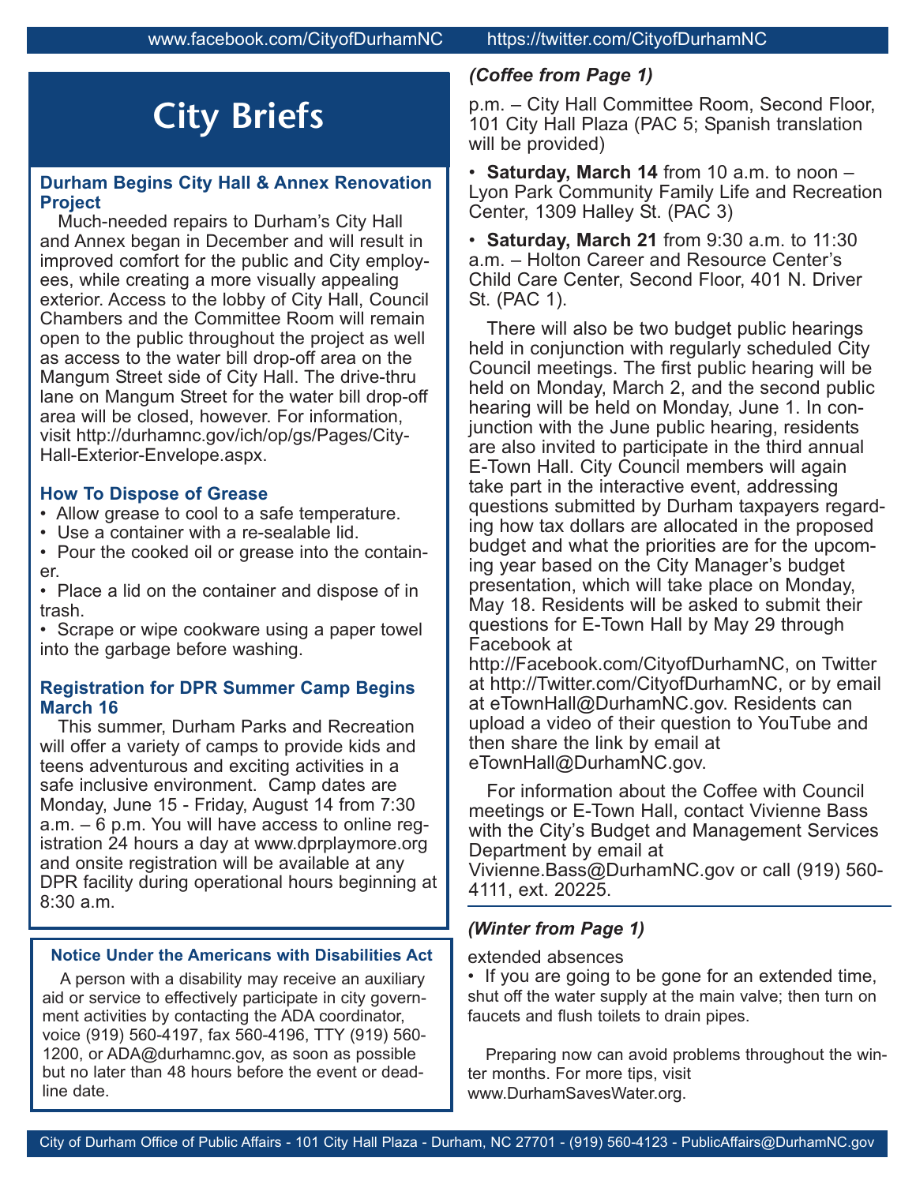# City Briefs

### Durham Begins City Hall & Annex Renovation Project

Much-needed repairs to Durham's City Hall and Annex began in December and will result in improved comfort for the public and City employees, while creating a more visually appealing exterior. Access to the lobby of City Hall, Council Chambers and the Committee Room will remain open to the public throughout the project as well as access to the water bill drop-off area on the Mangum Street side of City Hall. The drive-thru lane on Mangum Street for the water bill drop-off area will be closed, however. For information, visit http://durhamnc.gov/ich/op/gs/Pages/City-Hall-Exterior-Envelope.aspx.

### How To Dispose of Grease

- Allow grease to cool to a safe temperature.
- Use a container with a re-sealable lid.
- Pour the cooked oil or grease into the container.
- Place a lid on the container and dispose of in trash.
- Scrape or wipe cookware using a paper towel into the garbage before washing.

### Registration for DPR Summer Camp Begins March 16

This summer, Durham Parks and Recreation will offer a variety of camps to provide kids and teens adventurous and exciting activities in a safe inclusive environment. Camp dates are Monday, June 15 - Friday, August 14 from 7:30 a.m. – 6 p.m. You will have access to online registration 24 hours a day at www.dprplaymore.org and onsite registration will be available at any DPR facility during operational hours beginning at 8:30 a.m.

### Notice Under the Americans with Disabilities Act

A person with a disability may receive an auxiliary aid or service to effectively participate in city government activities by contacting the ADA coordinator, voice (919) 560-4197, fax 560-4196, TTY (919) 560-1200, or ADA@durhamnc.gov, as soon as possible but no later than 48 hours before the event or deadline date.

***(Coffee from Page 1)***

p.m. – City Hall Committee Room, Second Floor, 101 City Hall Plaza (PAC 5; Spanish translation will be provided)

- **Saturday, March 14** from 10 a.m. to noon – Lyon Park Community Family Life and Recreation Center, 1309 Halley St. (PAC 3)
- **Saturday, March 21** from 9:30 a.m. to 11:30 a.m. – Holton Career and Resource Center's Child Care Center, Second Floor, 401 N. Driver St. (PAC 1).

There will also be two budget public hearings held in conjunction with regularly scheduled City Council meetings. The first public hearing will be held on Monday, March 2, and the second public hearing will be held on Monday, June 1. In conjunction with the June public hearing, residents are also invited to participate in the third annual E-Town Hall. City Council members will again take part in the interactive event, addressing questions submitted by Durham taxpayers regarding how tax dollars are allocated in the proposed budget and what the priorities are for the upcoming year based on the City Manager's budget presentation, which will take place on Monday, May 18. Residents will be asked to submit their questions for E-Town Hall by May 29 through Facebook at http://Facebook.com/CityofDurhamNC, on Twitter at http://Twitter.com/CityofDurhamNC, or by email at eTownHall@DurhamNC.gov. Residents can upload a video of their question to YouTube and then share the link by email at eTownHall@DurhamNC.gov.

For information about the Coffee with Council meetings or E-Town Hall, contact Vivienne Bass with the City's Budget and Management Services Department by email at Vivienne.Bass@DurhamNC.gov or call (919) 560-4111, ext. 20225.

***(Winter from Page 1)***

extended absences

- If you are going to be gone for an extended time, shut off the water supply at the main valve; then turn on faucets and flush toilets to drain pipes.

Preparing now can avoid problems throughout the winter months. For more tips, visit www.DurhamSavesWater.org.